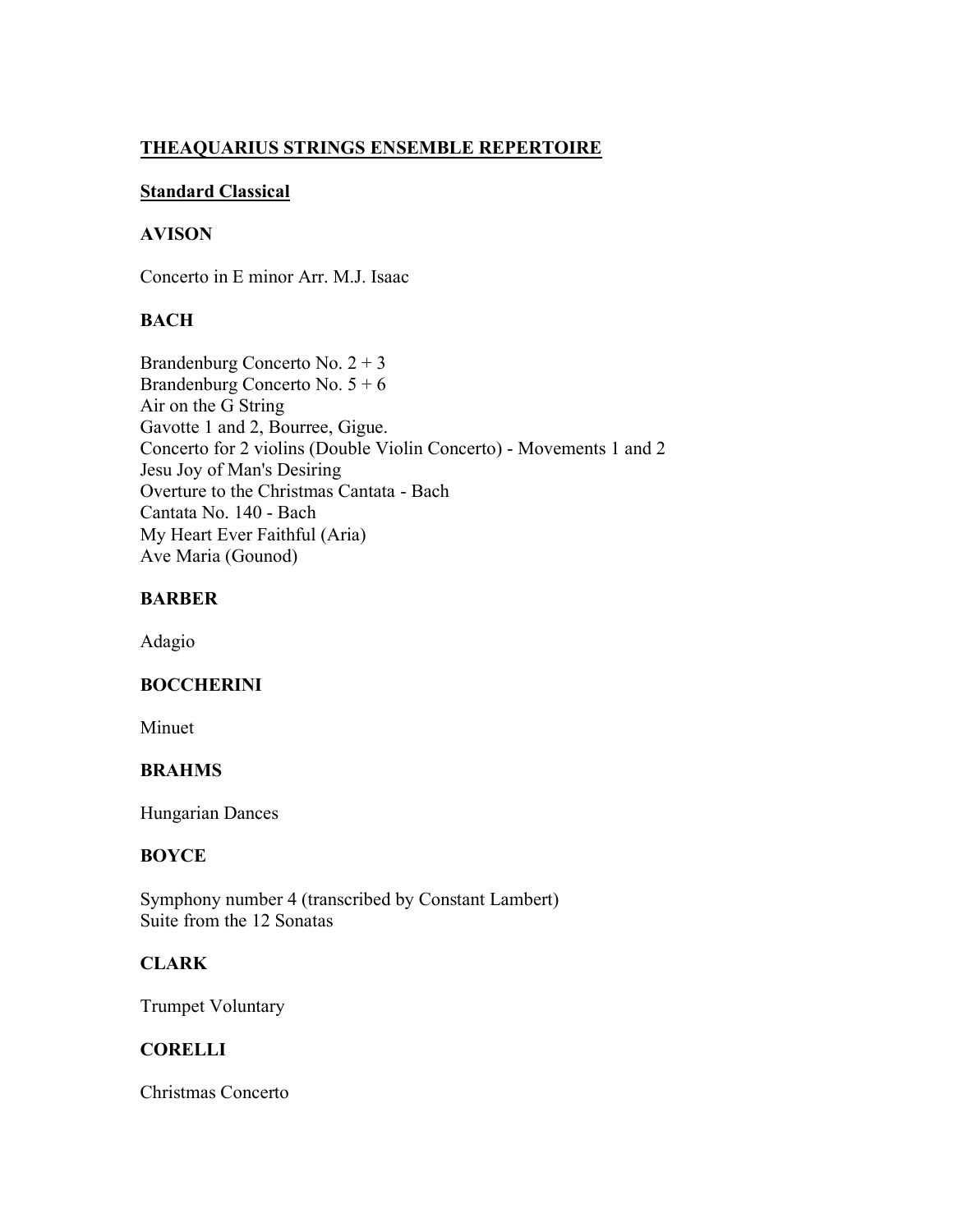# THEAQUARIUS STRINGS ENSEMBLE REPERTOIRE

## Standard Classical

### AVISON

Concerto in E minor Arr. M.J. Isaac

### BACH

Brandenburg Concerto No. 2 + 3
Brandenburg Concerto No. 5 + 6
Air on the G String
Gavotte 1 and 2, Bourree, Gigue.
Concerto for 2 violins (Double Violin Concerto) - Movements 1 and 2
Jesu Joy of Man's Desiring
Overture to the Christmas Cantata - Bach
Cantata No. 140 - Bach
My Heart Ever Faithful (Aria)
Ave Maria (Gounod)

### BARBER

Adagio

### BOCCHERINI

Minuet

### BRAHMS

Hungarian Dances

### BOYCE

Symphony number 4 (transcribed by Constant Lambert)
Suite from the 12 Sonatas

### CLARK

Trumpet Voluntary

### CORELLI

Christmas Concerto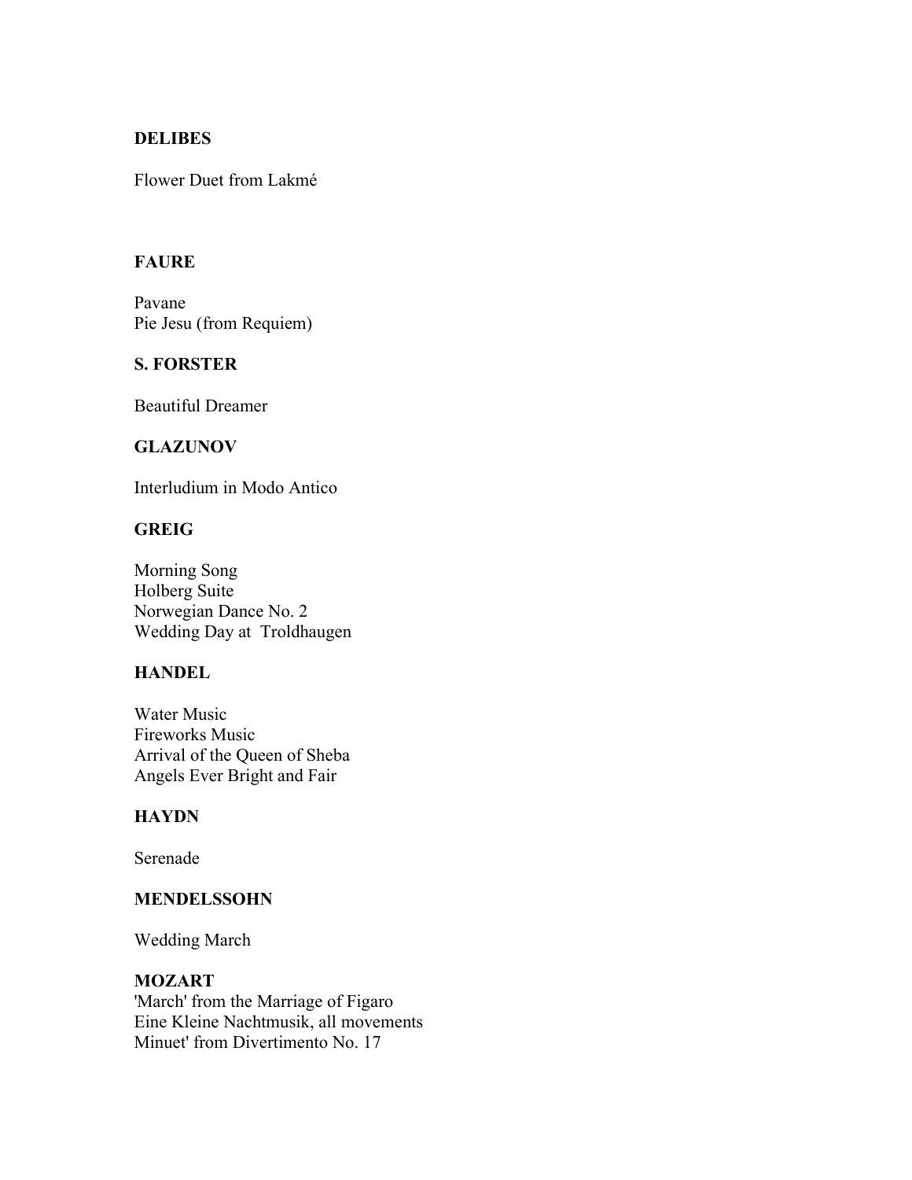**DELIBES**

Flower Duet from Lakmé

**FAURE**

Pavane
Pie Jesu (from Requiem)

**S. FORSTER**

Beautiful Dreamer

**GLAZUNOV**

Interludium in Modo Antico

**GREIG**

Morning Song
Holberg Suite
Norwegian Dance No. 2
Wedding Day at Troldhaugen

**HANDEL**

Water Music
Fireworks Music
Arrival of the Queen of Sheba
Angels Ever Bright and Fair

**HAYDN**

Serenade

**MENDELSSOHN**

Wedding March

**MOZART**

'March' from the Marriage of Figaro
Eine Kleine Nachtmusik, all movements
Minuet' from Divertimento No. 17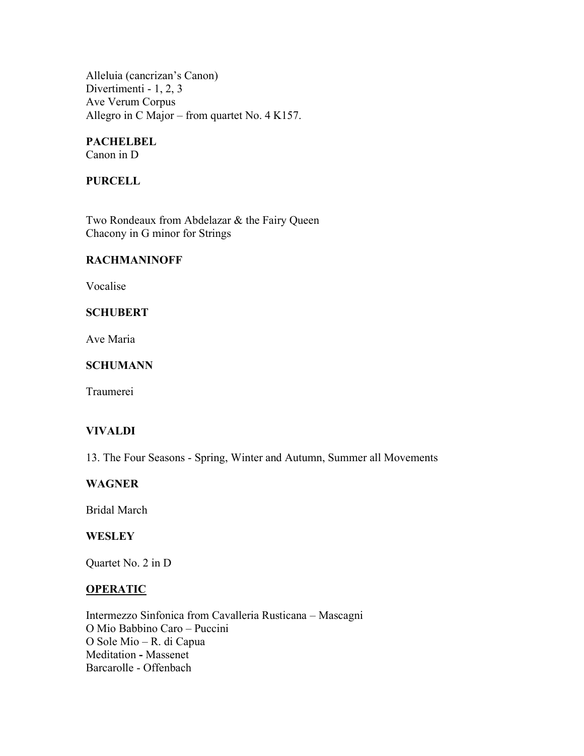Alleluia (cancrizan's Canon)
Divertimenti - 1, 2, 3
Ave Verum Corpus
Allegro in C Major – from quartet No. 4 K157.

**PACHELBEL**
Canon in D

**PURCELL**

Two Rondeaux from Abdelazar & the Fairy Queen
Chacony in G minor for Strings

**RACHMANINOFF**

Vocalise

**SCHUBERT**

Ave Maria

**SCHUMANN**

Traumerei

**VIVALDI**

13. The Four Seasons - Spring, Winter and Autumn, Summer all Movements

**WAGNER**

Bridal March

**WESLEY**

Quartet No. 2 in D

**OPERATIC**

Intermezzo Sinfonica from Cavalleria Rusticana – Mascagni
O Mio Babbino Caro – Puccini
O Sole Mio – R. di Capua
Meditation **-** Massenet
Barcarolle - Offenbach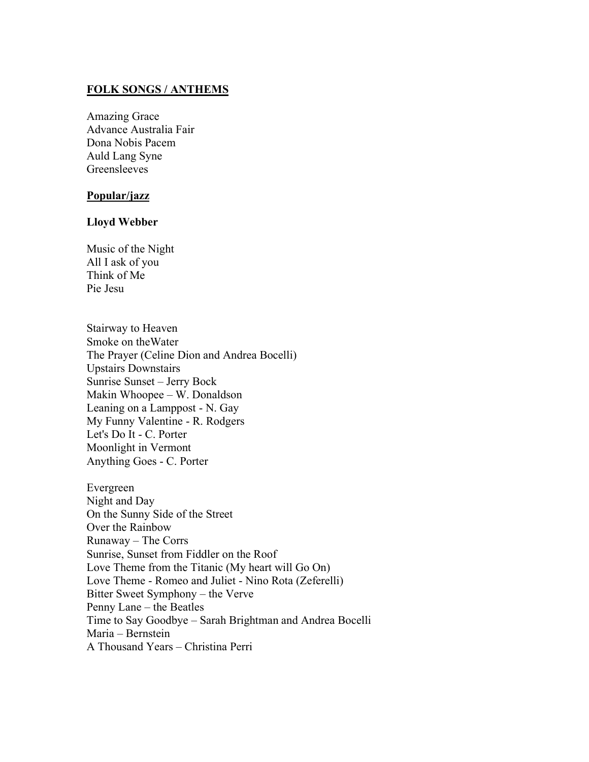**FOLK SONGS / ANTHEMS**

Amazing Grace
Advance Australia Fair
Dona Nobis Pacem
Auld Lang Syne
Greensleeves

**Popular/jazz**

**Lloyd Webber**

Music of the Night
All I ask of you
Think of Me
Pie Jesu

Stairway to Heaven
Smoke on theWater
The Prayer (Celine Dion and Andrea Bocelli)
Upstairs Downstairs
Sunrise Sunset – Jerry Bock
Makin Whoopee – W. Donaldson
Leaning on a Lamppost - N. Gay
My Funny Valentine - R. Rodgers
Let's Do It - C. Porter
Moonlight in Vermont
Anything Goes - C. Porter

Evergreen
Night and Day
On the Sunny Side of the Street
Over the Rainbow
Runaway – The Corrs
Sunrise, Sunset from Fiddler on the Roof
Love Theme from the Titanic (My heart will Go On)
Love Theme - Romeo and Juliet - Nino Rota (Zeferelli)
Bitter Sweet Symphony – the Verve
Penny Lane – the Beatles
Time to Say Goodbye – Sarah Brightman and Andrea Bocelli
Maria – Bernstein
A Thousand Years – Christina Perri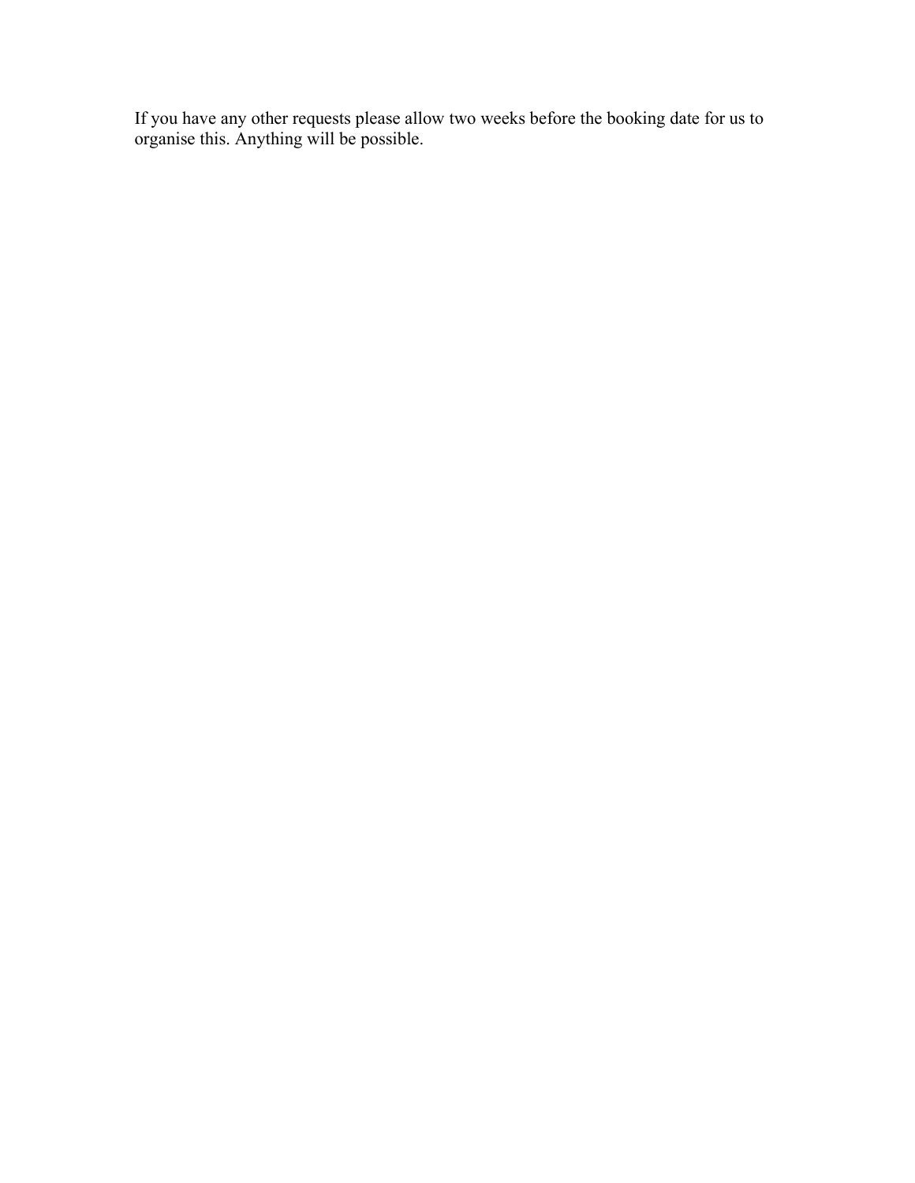If you have any other requests please allow two weeks before the booking date for us to organise this. Anything will be possible.